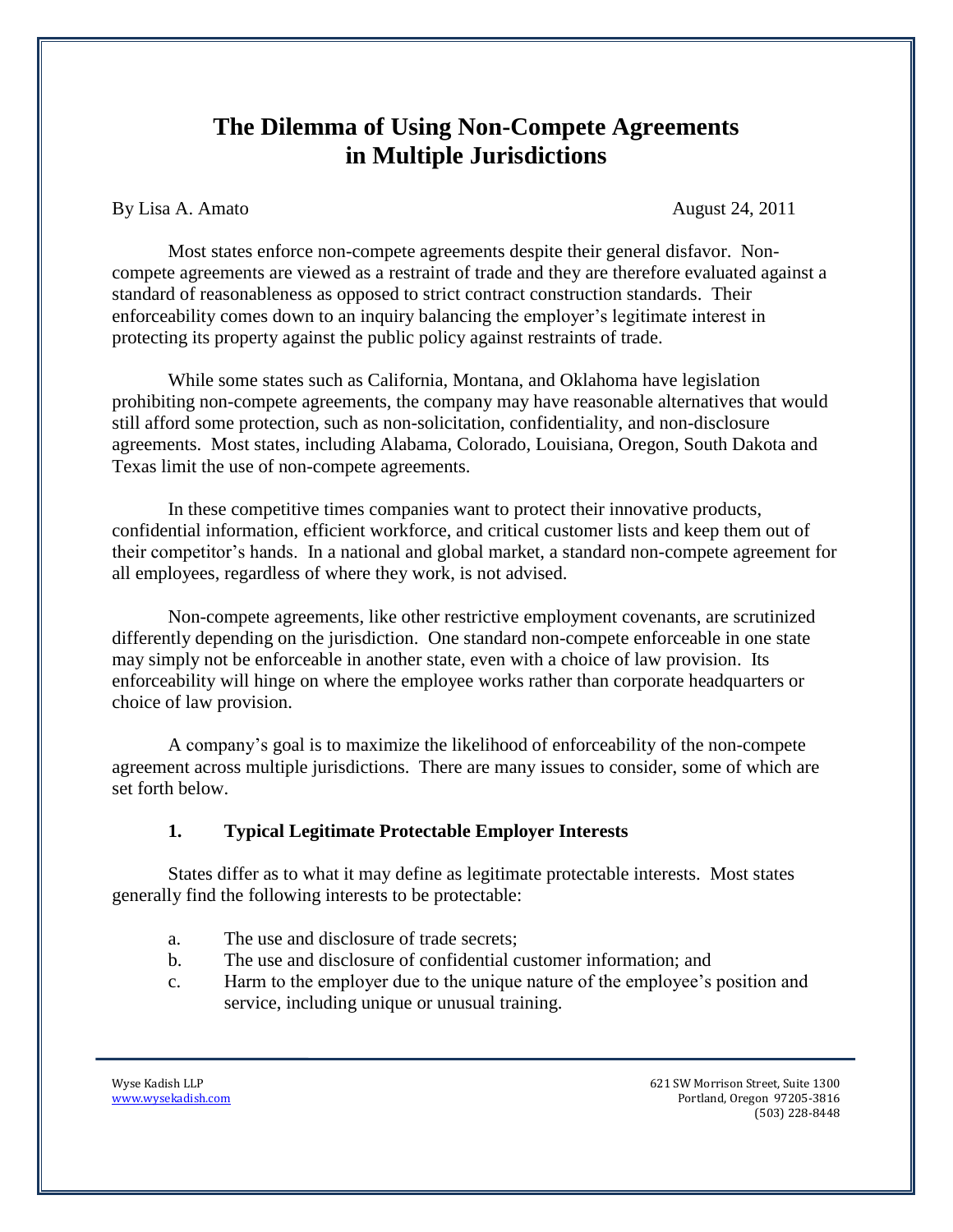# The Dilemma of Using Non-Compete Agreements in Multiple Jurisdictions

By Lisa A. Amato August 24, 2011

Most states enforce non-compete agreements despite their general disfavor. Non-compete agreements are viewed as a restraint of trade and they are therefore evaluated against a standard of reasonableness as opposed to strict contract construction standards. Their enforceability comes down to an inquiry balancing the employer's legitimate interest in protecting its property against the public policy against restraints of trade.

While some states such as California, Montana, and Oklahoma have legislation prohibiting non-compete agreements, the company may have reasonable alternatives that would still afford some protection, such as non-solicitation, confidentiality, and non-disclosure agreements. Most states, including Alabama, Colorado, Louisiana, Oregon, South Dakota and Texas limit the use of non-compete agreements.

In these competitive times companies want to protect their innovative products, confidential information, efficient workforce, and critical customer lists and keep them out of their competitor's hands. In a national and global market, a standard non-compete agreement for all employees, regardless of where they work, is not advised.

Non-compete agreements, like other restrictive employment covenants, are scrutinized differently depending on the jurisdiction. One standard non-compete enforceable in one state may simply not be enforceable in another state, even with a choice of law provision. Its enforceability will hinge on where the employee works rather than corporate headquarters or choice of law provision.

A company's goal is to maximize the likelihood of enforceability of the non-compete agreement across multiple jurisdictions. There are many issues to consider, some of which are set forth below.

### 1. Typical Legitimate Protectable Employer Interests

States differ as to what it may define as legitimate protectable interests. Most states generally find the following interests to be protectable:

a. The use and disclosure of trade secrets;

b. The use and disclosure of confidential customer information; and

c. Harm to the employer due to the unique nature of the employee's position and service, including unique or unusual training.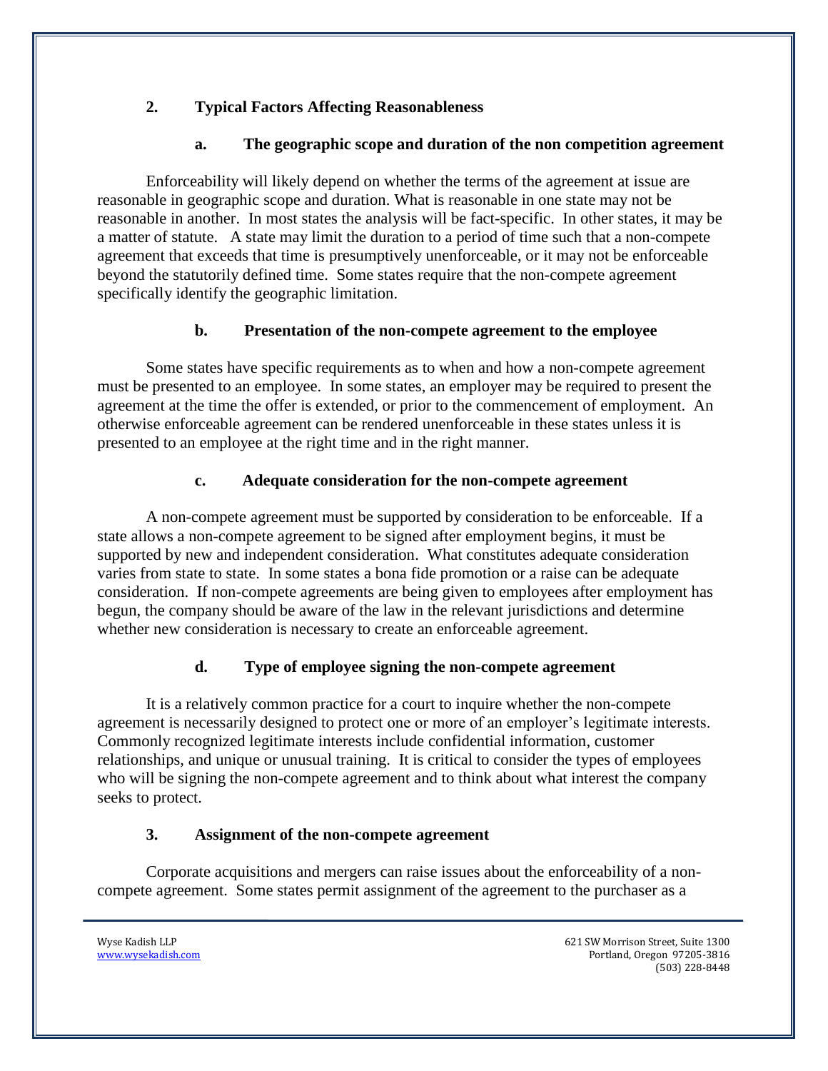## 2. Typical Factors Affecting Reasonableness

### a. The geographic scope and duration of the non competition agreement

Enforceability will likely depend on whether the terms of the agreement at issue are reasonable in geographic scope and duration. What is reasonable in one state may not be reasonable in another. In most states the analysis will be fact-specific. In other states, it may be a matter of statute. A state may limit the duration to a period of time such that a non-compete agreement that exceeds that time is presumptively unenforceable, or it may not be enforceable beyond the statutorily defined time. Some states require that the non-compete agreement specifically identify the geographic limitation.

### b. Presentation of the non-compete agreement to the employee

Some states have specific requirements as to when and how a non-compete agreement must be presented to an employee. In some states, an employer may be required to present the agreement at the time the offer is extended, or prior to the commencement of employment. An otherwise enforceable agreement can be rendered unenforceable in these states unless it is presented to an employee at the right time and in the right manner.

### c. Adequate consideration for the non-compete agreement

A non-compete agreement must be supported by consideration to be enforceable. If a state allows a non-compete agreement to be signed after employment begins, it must be supported by new and independent consideration. What constitutes adequate consideration varies from state to state. In some states a bona fide promotion or a raise can be adequate consideration. If non-compete agreements are being given to employees after employment has begun, the company should be aware of the law in the relevant jurisdictions and determine whether new consideration is necessary to create an enforceable agreement.

### d. Type of employee signing the non-compete agreement

It is a relatively common practice for a court to inquire whether the non-compete agreement is necessarily designed to protect one or more of an employer's legitimate interests. Commonly recognized legitimate interests include confidential information, customer relationships, and unique or unusual training. It is critical to consider the types of employees who will be signing the non-compete agreement and to think about what interest the company seeks to protect.

## 3. Assignment of the non-compete agreement

Corporate acquisitions and mergers can raise issues about the enforceability of a non-compete agreement. Some states permit assignment of the agreement to the purchaser as a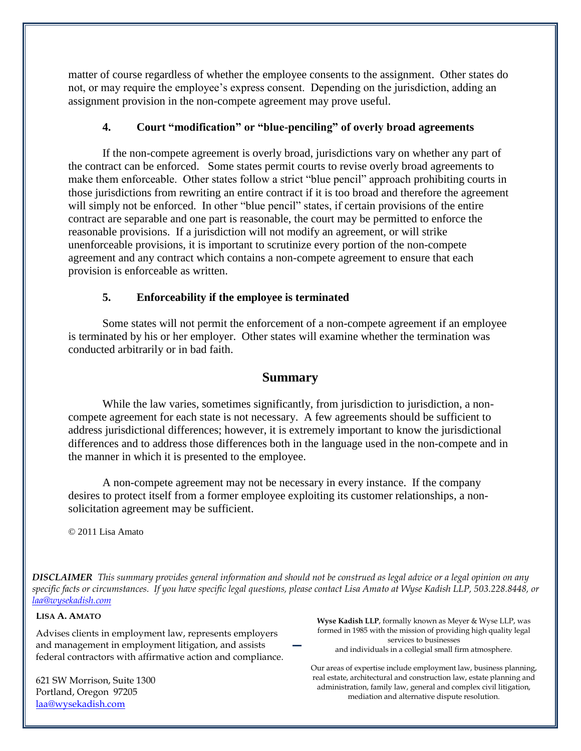matter of course regardless of whether the employee consents to the assignment. Other states do not, or may require the employee's express consent. Depending on the jurisdiction, adding an assignment provision in the non-compete agreement may prove useful.

### 4. Court "modification" or "blue-penciling" of overly broad agreements

If the non-compete agreement is overly broad, jurisdictions vary on whether any part of the contract can be enforced. Some states permit courts to revise overly broad agreements to make them enforceable. Other states follow a strict "blue pencil" approach prohibiting courts in those jurisdictions from rewriting an entire contract if it is too broad and therefore the agreement will simply not be enforced. In other "blue pencil" states, if certain provisions of the entire contract are separable and one part is reasonable, the court may be permitted to enforce the reasonable provisions. If a jurisdiction will not modify an agreement, or will strike unenforceable provisions, it is important to scrutinize every portion of the non-compete agreement and any contract which contains a non-compete agreement to ensure that each provision is enforceable as written.

### 5. Enforceability if the employee is terminated

Some states will not permit the enforcement of a non-compete agreement if an employee is terminated by his or her employer. Other states will examine whether the termination was conducted arbitrarily or in bad faith.

## Summary

While the law varies, sometimes significantly, from jurisdiction to jurisdiction, a non-compete agreement for each state is not necessary. A few agreements should be sufficient to address jurisdictional differences; however, it is extremely important to know the jurisdictional differences and to address those differences both in the language used in the non-compete and in the manner in which it is presented to the employee.

A non-compete agreement may not be necessary in every instance. If the company desires to protect itself from a former employee exploiting its customer relationships, a non-solicitation agreement may be sufficient.

© 2011 Lisa Amato

***DISCLAIMER*** *This summary provides general information and should not be construed as legal advice or a legal opinion on any specific facts or circumstances. If you have specific legal questions, please contact Lisa Amato at Wyse Kadish LLP, 503.228.8448, or [laa@wysekadish.com](mailto:laa@wysekadish.com)*

**LISA A. AMATO**

Advises clients in employment law, represents employers and management in employment litigation, and assists federal contractors with affirmative action and compliance.

621 SW Morrison, Suite 1300
Portland, Oregon 97205
[laa@wysekadish.com](mailto:laa@wysekadish.com)

**Wyse Kadish LLP**, formally known as Meyer & Wyse LLP, was formed in 1985 with the mission of providing high quality legal services to businesses and individuals in a collegial small firm atmosphere.

Our areas of expertise include employment law, business planning, real estate, architectural and construction law, estate planning and administration, family law, general and complex civil litigation, mediation and alternative dispute resolution.